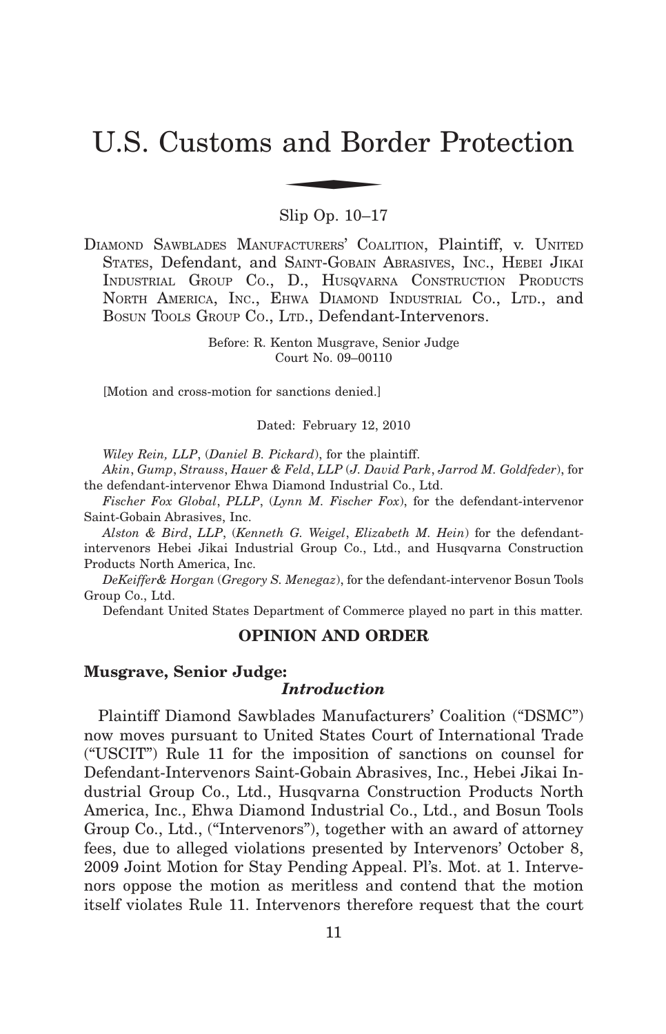# U.S. Customs and Border Protection

Slip Op. 10–17

DIAMOND SAWBLADES MANUFACTURERS' COALITION, Plaintiff, v. UNITED STATES, Defendant, and SAINT-GOBAIN ABRASIVES, INC., HEBEI JIKAI INDUSTRIAL GROUP CO., D., HUSQVARNA CONSTRUCTION PRODUCTS NORTH AMERICA, INC., EHWA DIAMOND INDUSTRIAL CO., LTD., and BOSUN TOOLS GROUP CO., LTD., Defendant-Intervenors.

Before: R. Kenton Musgrave, Senior Judge
Court No. 09–00110

[Motion and cross-motion for sanctions denied.]

Dated: February 12, 2010

*Wiley Rein, LLP*, (*Daniel B. Pickard*), for the plaintiff.

*Akin*, *Gump*, *Strauss*, *Hauer & Feld*, *LLP* (*J. David Park*, *Jarrod M. Goldfeder*), for the defendant-intervenor Ehwa Diamond Industrial Co., Ltd.

*Fischer Fox Global*, *PLLP*, (*Lynn M. Fischer Fox*), for the defendant-intervenor Saint-Gobain Abrasives, Inc.

*Alston & Bird*, *LLP*, (*Kenneth G. Weigel*, *Elizabeth M. Hein*) for the defendant-intervenors Hebei Jikai Industrial Group Co., Ltd., and Husqvarna Construction Products North America, Inc.

*DeKeiffer& Horgan* (*Gregory S. Menegaz*), for the defendant-intervenor Bosun Tools Group Co., Ltd.

Defendant United States Department of Commerce played no part in this matter.

## OPINION AND ORDER

**Musgrave, Senior Judge:**

### *Introduction*

Plaintiff Diamond Sawblades Manufacturers' Coalition ("DSMC") now moves pursuant to United States Court of International Trade ("USCIT") Rule 11 for the imposition of sanctions on counsel for Defendant-Intervenors Saint-Gobain Abrasives, Inc., Hebei Jikai Industrial Group Co., Ltd., Husqvarna Construction Products North America, Inc., Ehwa Diamond Industrial Co., Ltd., and Bosun Tools Group Co., Ltd., ("Intervenors"), together with an award of attorney fees, due to alleged violations presented by Intervenors' October 8, 2009 Joint Motion for Stay Pending Appeal. Pl's. Mot. at 1. Intervenors oppose the motion as meritless and contend that the motion itself violates Rule 11. Intervenors therefore request that the court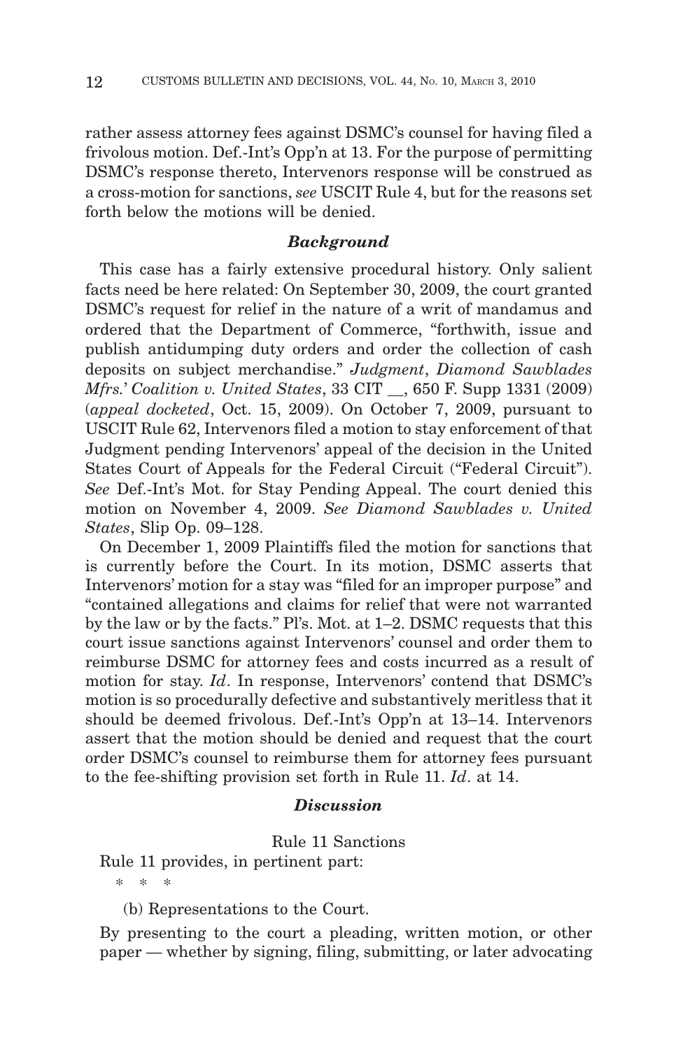rather assess attorney fees against DSMC's counsel for having filed a frivolous motion. Def.-Int's Opp'n at 13. For the purpose of permitting DSMC's response thereto, Intervenors response will be construed as a cross-motion for sanctions, *see* USCIT Rule 4, but for the reasons set forth below the motions will be denied.

### *Background*

This case has a fairly extensive procedural history. Only salient facts need be here related: On September 30, 2009, the court granted DSMC's request for relief in the nature of a writ of mandamus and ordered that the Department of Commerce, "forthwith, issue and publish antidumping duty orders and order the collection of cash deposits on subject merchandise." *Judgment*, *Diamond Sawblades Mfrs.' Coalition v. United States*, 33 CIT __, 650 F. Supp 1331 (2009) (*appeal docketed*, Oct. 15, 2009). On October 7, 2009, pursuant to USCIT Rule 62, Intervenors filed a motion to stay enforcement of that Judgment pending Intervenors' appeal of the decision in the United States Court of Appeals for the Federal Circuit ("Federal Circuit"). *See* Def.-Int's Mot. for Stay Pending Appeal. The court denied this motion on November 4, 2009. *See Diamond Sawblades v. United States*, Slip Op. 09–128.

On December 1, 2009 Plaintiffs filed the motion for sanctions that is currently before the Court. In its motion, DSMC asserts that Intervenors' motion for a stay was "filed for an improper purpose" and "contained allegations and claims for relief that were not warranted by the law or by the facts." Pl's. Mot. at 1–2. DSMC requests that this court issue sanctions against Intervenors' counsel and order them to reimburse DSMC for attorney fees and costs incurred as a result of motion for stay. *Id*. In response, Intervenors' contend that DSMC's motion is so procedurally defective and substantively meritless that it should be deemed frivolous. Def.-Int's Opp'n at 13–14. Intervenors assert that the motion should be denied and request that the court order DSMC's counsel to reimburse them for attorney fees pursuant to the fee-shifting provision set forth in Rule 11. *Id*. at 14.

### *Discussion*

Rule 11 Sanctions

Rule 11 provides, in pertinent part:

\* \* \*

(b) Representations to the Court.

By presenting to the court a pleading, written motion, or other paper — whether by signing, filing, submitting, or later advocating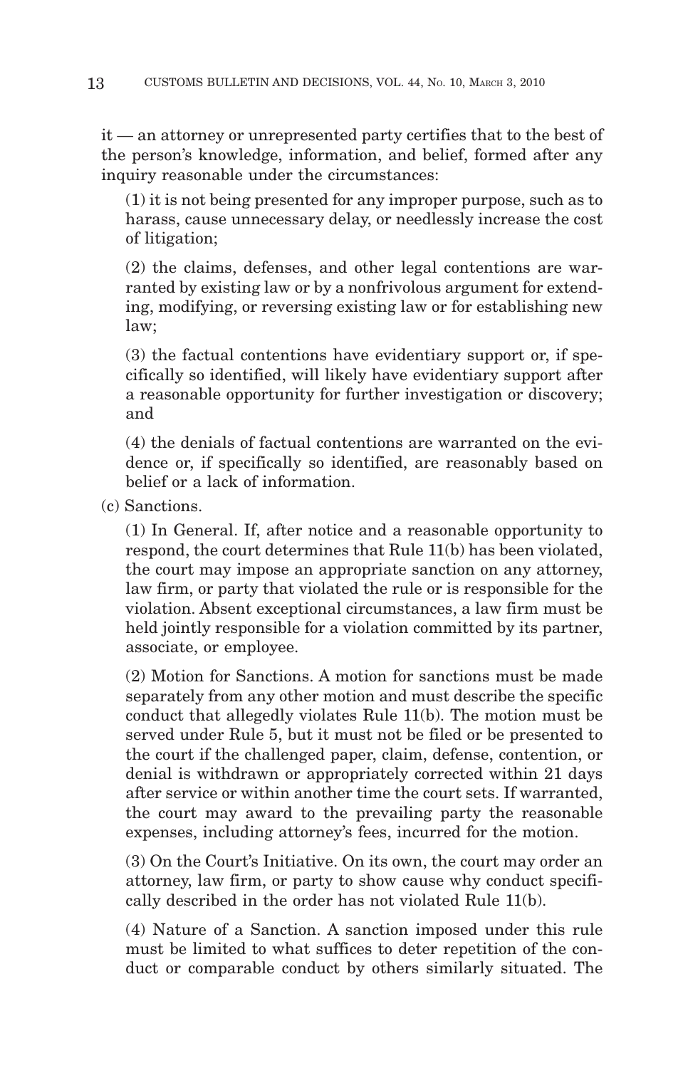it — an attorney or unrepresented party certifies that to the best of the person's knowledge, information, and belief, formed after any inquiry reasonable under the circumstances:

(1) it is not being presented for any improper purpose, such as to harass, cause unnecessary delay, or needlessly increase the cost of litigation;

(2) the claims, defenses, and other legal contentions are warranted by existing law or by a nonfrivolous argument for extending, modifying, or reversing existing law or for establishing new law;

(3) the factual contentions have evidentiary support or, if specifically so identified, will likely have evidentiary support after a reasonable opportunity for further investigation or discovery; and

(4) the denials of factual contentions are warranted on the evidence or, if specifically so identified, are reasonably based on belief or a lack of information.

(c) Sanctions.

(1) In General. If, after notice and a reasonable opportunity to respond, the court determines that Rule 11(b) has been violated, the court may impose an appropriate sanction on any attorney, law firm, or party that violated the rule or is responsible for the violation. Absent exceptional circumstances, a law firm must be held jointly responsible for a violation committed by its partner, associate, or employee.

(2) Motion for Sanctions. A motion for sanctions must be made separately from any other motion and must describe the specific conduct that allegedly violates Rule 11(b). The motion must be served under Rule 5, but it must not be filed or be presented to the court if the challenged paper, claim, defense, contention, or denial is withdrawn or appropriately corrected within 21 days after service or within another time the court sets. If warranted, the court may award to the prevailing party the reasonable expenses, including attorney's fees, incurred for the motion.

(3) On the Court's Initiative. On its own, the court may order an attorney, law firm, or party to show cause why conduct specifically described in the order has not violated Rule 11(b).

(4) Nature of a Sanction. A sanction imposed under this rule must be limited to what suffices to deter repetition of the conduct or comparable conduct by others similarly situated. The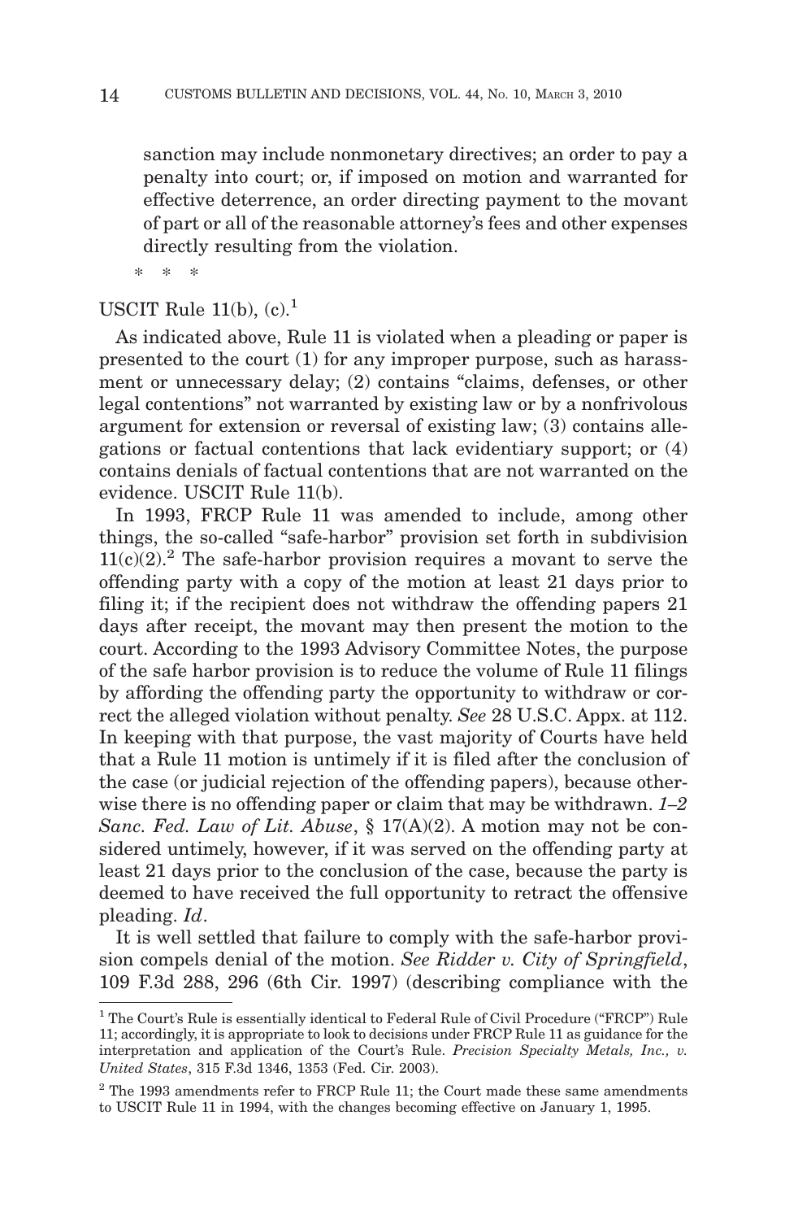> sanction may include nonmonetary directives; an order to pay a penalty into court; or, if imposed on motion and warranted for effective deterrence, an order directing payment to the movant of part or all of the reasonable attorney's fees and other expenses directly resulting from the violation.
>
> * * *

USCIT Rule 11(b), (c).[1]

As indicated above, Rule 11 is violated when a pleading or paper is presented to the court (1) for any improper purpose, such as harassment or unnecessary delay; (2) contains "claims, defenses, or other legal contentions" not warranted by existing law or by a nonfrivolous argument for extension or reversal of existing law; (3) contains allegations or factual contentions that lack evidentiary support; or (4) contains denials of factual contentions that are not warranted on the evidence. USCIT Rule 11(b).

In 1993, FRCP Rule 11 was amended to include, among other things, the so-called "safe-harbor" provision set forth in subdivision 11(c)(2).[2] The safe-harbor provision requires a movant to serve the offending party with a copy of the motion at least 21 days prior to filing it; if the recipient does not withdraw the offending papers 21 days after receipt, the movant may then present the motion to the court. According to the 1993 Advisory Committee Notes, the purpose of the safe harbor provision is to reduce the volume of Rule 11 filings by affording the offending party the opportunity to withdraw or correct the alleged violation without penalty. *See* 28 U.S.C. Appx. at 112. In keeping with that purpose, the vast majority of Courts have held that a Rule 11 motion is untimely if it is filed after the conclusion of the case (or judicial rejection of the offending papers), because otherwise there is no offending paper or claim that may be withdrawn. *1–2 Sanc. Fed. Law of Lit. Abuse*, § 17(A)(2). A motion may not be considered untimely, however, if it was served on the offending party at least 21 days prior to the conclusion of the case, because the party is deemed to have received the full opportunity to retract the offensive pleading. *Id*.

It is well settled that failure to comply with the safe-harbor provision compels denial of the motion. *See Ridder v. City of Springfield*, 109 F.3d 288, 296 (6th Cir. 1997) (describing compliance with the

---

[1] The Court's Rule is essentially identical to Federal Rule of Civil Procedure ("FRCP") Rule 11; accordingly, it is appropriate to look to decisions under FRCP Rule 11 as guidance for the interpretation and application of the Court's Rule. *Precision Specialty Metals, Inc., v. United States*, 315 F.3d 1346, 1353 (Fed. Cir. 2003).

[2] The 1993 amendments refer to FRCP Rule 11; the Court made these same amendments to USCIT Rule 11 in 1994, with the changes becoming effective on January 1, 1995.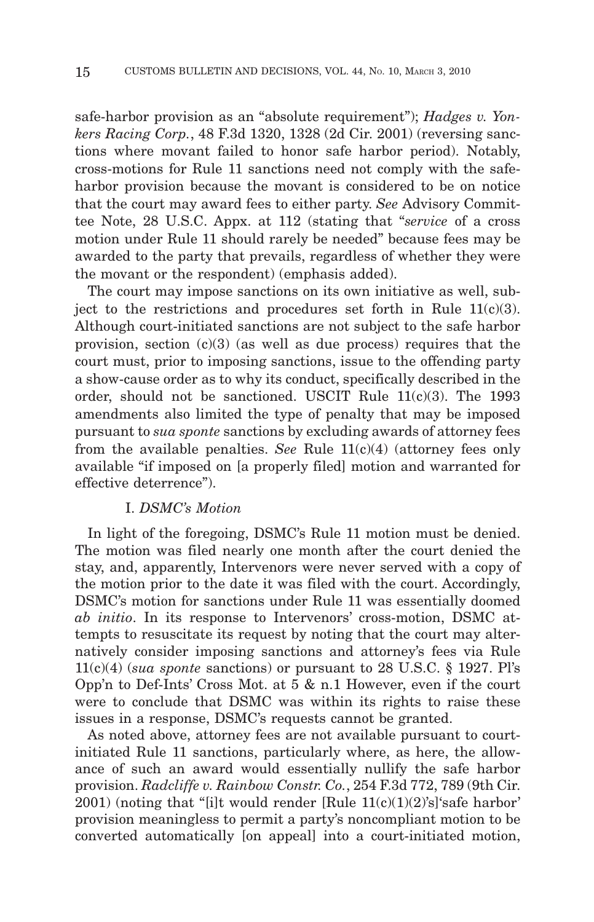safe-harbor provision as an "absolute requirement"); *Hadges v. Yonkers Racing Corp.*, 48 F.3d 1320, 1328 (2d Cir. 2001) (reversing sanctions where movant failed to honor safe harbor period). Notably, cross-motions for Rule 11 sanctions need not comply with the safe-harbor provision because the movant is considered to be on notice that the court may award fees to either party. *See* Advisory Committee Note, 28 U.S.C. Appx. at 112 (stating that "*service* of a cross motion under Rule 11 should rarely be needed" because fees may be awarded to the party that prevails, regardless of whether they were the movant or the respondent) (emphasis added).

The court may impose sanctions on its own initiative as well, subject to the restrictions and procedures set forth in Rule 11(c)(3). Although court-initiated sanctions are not subject to the safe harbor provision, section (c)(3) (as well as due process) requires that the court must, prior to imposing sanctions, issue to the offending party a show-cause order as to why its conduct, specifically described in the order, should not be sanctioned. USCIT Rule 11(c)(3). The 1993 amendments also limited the type of penalty that may be imposed pursuant to *sua sponte* sanctions by excluding awards of attorney fees from the available penalties. *See* Rule 11(c)(4) (attorney fees only available "if imposed on [a properly filed] motion and warranted for effective deterrence").

### I. *DSMC's Motion*

In light of the foregoing, DSMC's Rule 11 motion must be denied. The motion was filed nearly one month after the court denied the stay, and, apparently, Intervenors were never served with a copy of the motion prior to the date it was filed with the court. Accordingly, DSMC's motion for sanctions under Rule 11 was essentially doomed *ab initio*. In its response to Intervenors' cross-motion, DSMC attempts to resuscitate its request by noting that the court may alternatively consider imposing sanctions and attorney's fees via Rule 11(c)(4) (*sua sponte* sanctions) or pursuant to 28 U.S.C. § 1927. Pl's Opp'n to Def-Ints' Cross Mot. at 5 & n.1 However, even if the court were to conclude that DSMC was within its rights to raise these issues in a response, DSMC's requests cannot be granted.

As noted above, attorney fees are not available pursuant to court-initiated Rule 11 sanctions, particularly where, as here, the allowance of such an award would essentially nullify the safe harbor provision. *Radcliffe v. Rainbow Constr. Co.*, 254 F.3d 772, 789 (9th Cir. 2001) (noting that "[i]t would render [Rule 11(c)(1)(2)'s]'safe harbor' provision meaningless to permit a party's noncompliant motion to be converted automatically [on appeal] into a court-initiated motion,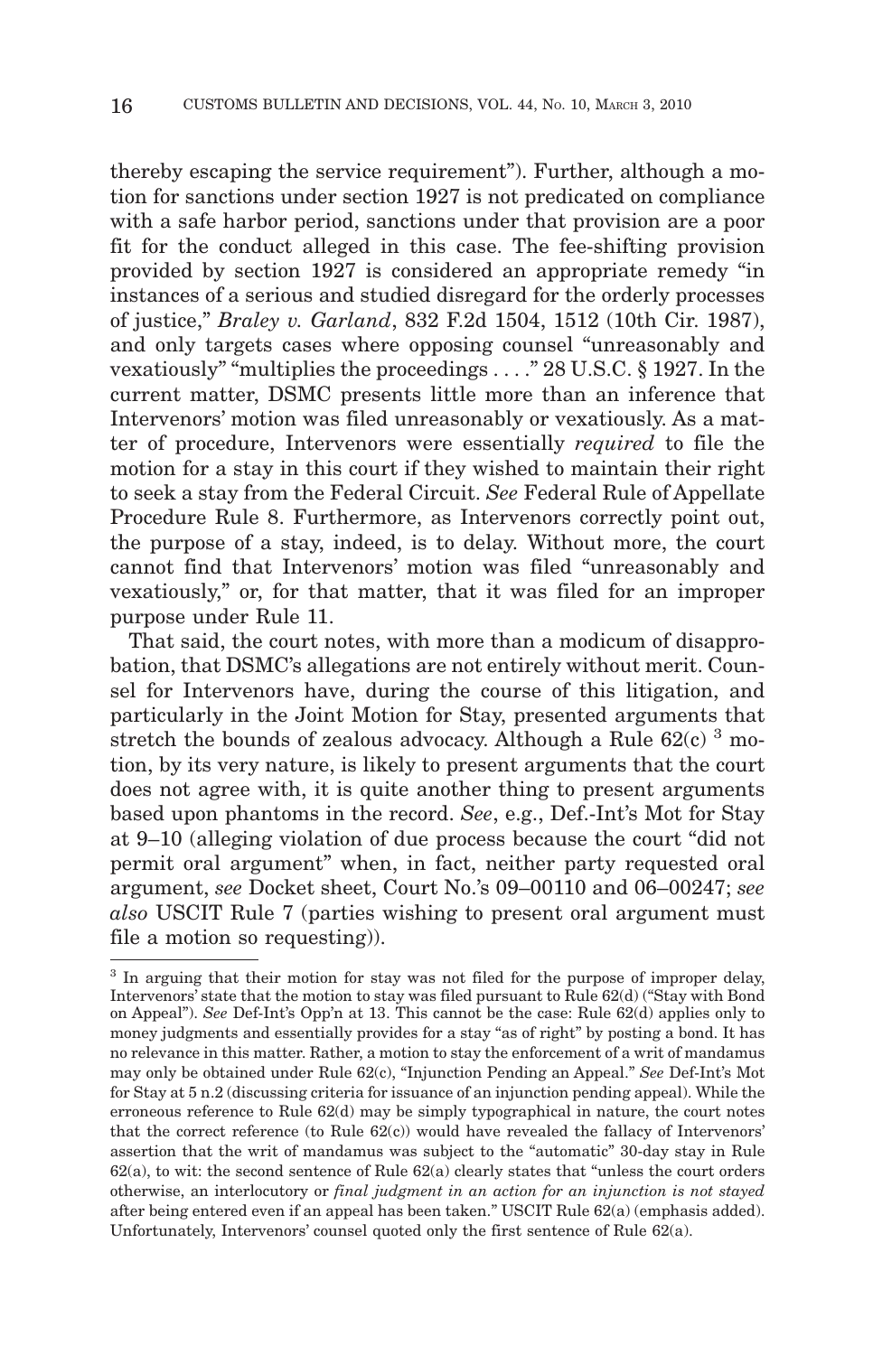thereby escaping the service requirement"). Further, although a motion for sanctions under section 1927 is not predicated on compliance with a safe harbor period, sanctions under that provision are a poor fit for the conduct alleged in this case. The fee-shifting provision provided by section 1927 is considered an appropriate remedy "in instances of a serious and studied disregard for the orderly processes of justice," *Braley v. Garland*, 832 F.2d 1504, 1512 (10th Cir. 1987), and only targets cases where opposing counsel "unreasonably and vexatiously" "multiplies the proceedings . . . ." 28 U.S.C. § 1927. In the current matter, DSMC presents little more than an inference that Intervenors' motion was filed unreasonably or vexatiously. As a matter of procedure, Intervenors were essentially *required* to file the motion for a stay in this court if they wished to maintain their right to seek a stay from the Federal Circuit. *See* Federal Rule of Appellate Procedure Rule 8. Furthermore, as Intervenors correctly point out, the purpose of a stay, indeed, is to delay. Without more, the court cannot find that Intervenors' motion was filed "unreasonably and vexatiously," or, for that matter, that it was filed for an improper purpose under Rule 11.

That said, the court notes, with more than a modicum of disapprobation, that DSMC's allegations are not entirely without merit. Counsel for Intervenors have, during the course of this litigation, and particularly in the Joint Motion for Stay, presented arguments that stretch the bounds of zealous advocacy. Although a Rule 62(c) [3] motion, by its very nature, is likely to present arguments that the court does not agree with, it is quite another thing to present arguments based upon phantoms in the record. *See*, e.g., Def.-Int's Mot for Stay at 9–10 (alleging violation of due process because the court "did not permit oral argument" when, in fact, neither party requested oral argument, *see* Docket sheet, Court No.'s 09–00110 and 06–00247; *see also* USCIT Rule 7 (parties wishing to present oral argument must file a motion so requesting)).

---

[3] In arguing that their motion for stay was not filed for the purpose of improper delay, Intervenors' state that the motion to stay was filed pursuant to Rule 62(d) ("Stay with Bond on Appeal"). *See* Def-Int's Opp'n at 13. This cannot be the case: Rule 62(d) applies only to money judgments and essentially provides for a stay "as of right" by posting a bond. It has no relevance in this matter. Rather, a motion to stay the enforcement of a writ of mandamus may only be obtained under Rule 62(c), "Injunction Pending an Appeal." *See* Def-Int's Mot for Stay at 5 n.2 (discussing criteria for issuance of an injunction pending appeal). While the erroneous reference to Rule 62(d) may be simply typographical in nature, the court notes that the correct reference (to Rule 62(c)) would have revealed the fallacy of Intervenors' assertion that the writ of mandamus was subject to the "automatic" 30-day stay in Rule 62(a), to wit: the second sentence of Rule 62(a) clearly states that "unless the court orders otherwise, an interlocutory or *final judgment in an action for an injunction is not stayed* after being entered even if an appeal has been taken." USCIT Rule 62(a) (emphasis added). Unfortunately, Intervenors' counsel quoted only the first sentence of Rule 62(a).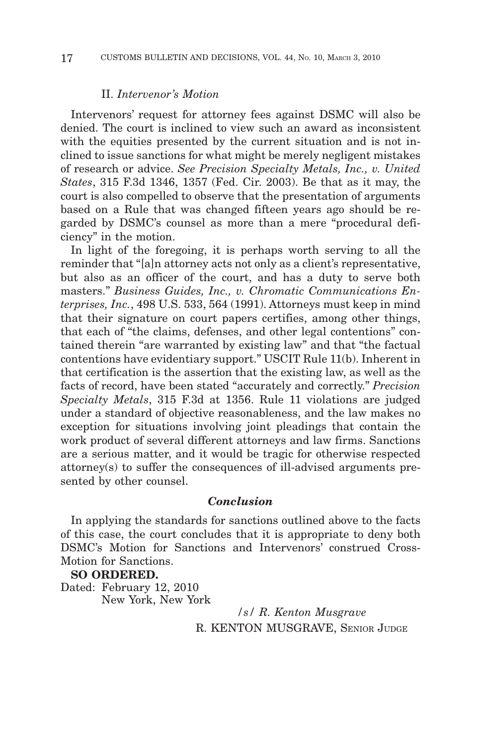## II. *Intervenor's Motion*

Intervenors' request for attorney fees against DSMC will also be denied. The court is inclined to view such an award as inconsistent with the equities presented by the current situation and is not inclined to issue sanctions for what might be merely negligent mistakes of research or advice. *See Precision Specialty Metals, Inc., v. United States*, 315 F.3d 1346, 1357 (Fed. Cir. 2003). Be that as it may, the court is also compelled to observe that the presentation of arguments based on a Rule that was changed fifteen years ago should be regarded by DSMC's counsel as more than a mere "procedural deficiency" in the motion.

In light of the foregoing, it is perhaps worth serving to all the reminder that "[a]n attorney acts not only as a client's representative, but also as an officer of the court, and has a duty to serve both masters." *Business Guides, Inc., v. Chromatic Communications Enterprises, Inc.*, 498 U.S. 533, 564 (1991). Attorneys must keep in mind that their signature on court papers certifies, among other things, that each of "the claims, defenses, and other legal contentions" contained therein "are warranted by existing law" and that "the factual contentions have evidentiary support." USCIT Rule 11(b). Inherent in that certification is the assertion that the existing law, as well as the facts of record, have been stated "accurately and correctly." *Precision Specialty Metals*, 315 F.3d at 1356. Rule 11 violations are judged under a standard of objective reasonableness, and the law makes no exception for situations involving joint pleadings that contain the work product of several different attorneys and law firms. Sanctions are a serious matter, and it would be tragic for otherwise respected attorney(s) to suffer the consequences of ill-advised arguments presented by other counsel.

## *Conclusion*

In applying the standards for sanctions outlined above to the facts of this case, the court concludes that it is appropriate to deny both DSMC's Motion for Sanctions and Intervenors' construed Cross-Motion for Sanctions.

**SO ORDERED.**

Dated: February 12, 2010
New York, New York

/s/ *R. Kenton Musgrave*
R. KENTON MUSGRAVE, SENIOR JUDGE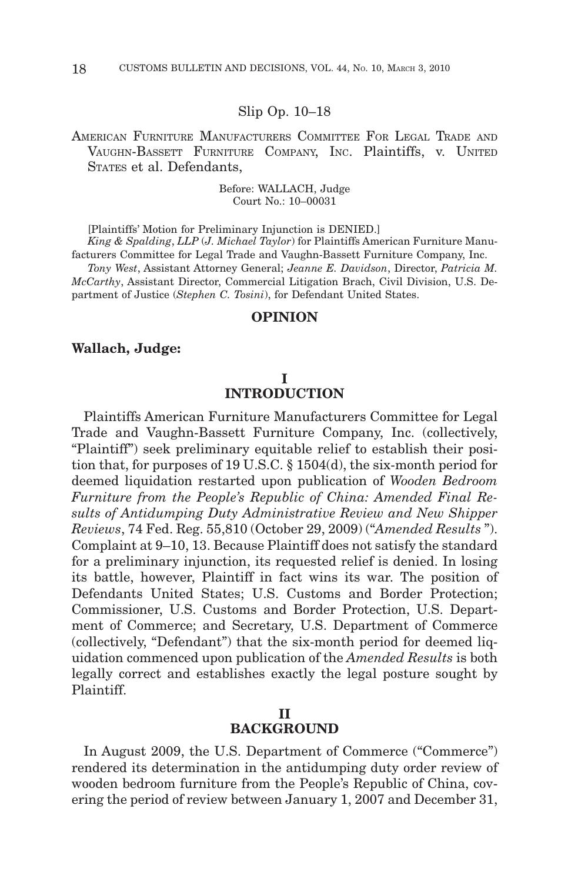Slip Op. 10–18

AMERICAN FURNITURE MANUFACTURERS COMMITTEE FOR LEGAL TRADE AND VAUGHN-BASSETT FURNITURE COMPANY, INC. Plaintiffs, v. UNITED STATES et al. Defendants,

Before: WALLACH, Judge
Court No.: 10–00031

[Plaintiffs' Motion for Preliminary Injunction is DENIED.]

*King & Spalding, LLP* (*J. Michael Taylor*) for Plaintiffs American Furniture Manufacturers Committee for Legal Trade and Vaughn-Bassett Furniture Company, Inc.

*Tony West*, Assistant Attorney General; *Jeanne E. Davidson*, Director, *Patricia M. McCarthy*, Assistant Director, Commercial Litigation Brach, Civil Division, U.S. Department of Justice (*Stephen C. Tosini*), for Defendant United States.

## OPINION

**Wallach, Judge:**

### I
### INTRODUCTION

Plaintiffs American Furniture Manufacturers Committee for Legal Trade and Vaughn-Bassett Furniture Company, Inc. (collectively, "Plaintiff") seek preliminary equitable relief to establish their position that, for purposes of 19 U.S.C. § 1504(d), the six-month period for deemed liquidation restarted upon publication of *Wooden Bedroom Furniture from the People's Republic of China: Amended Final Results of Antidumping Duty Administrative Review and New Shipper Reviews*, 74 Fed. Reg. 55,810 (October 29, 2009) ("*Amended Results*"). Complaint at 9–10, 13. Because Plaintiff does not satisfy the standard for a preliminary injunction, its requested relief is denied. In losing its battle, however, Plaintiff in fact wins its war. The position of Defendants United States; U.S. Customs and Border Protection; Commissioner, U.S. Customs and Border Protection, U.S. Department of Commerce; and Secretary, U.S. Department of Commerce (collectively, "Defendant") that the six-month period for deemed liquidation commenced upon publication of the *Amended Results* is both legally correct and establishes exactly the legal posture sought by Plaintiff.

### II
### BACKGROUND

In August 2009, the U.S. Department of Commerce ("Commerce") rendered its determination in the antidumping duty order review of wooden bedroom furniture from the People's Republic of China, covering the period of review between January 1, 2007 and December 31,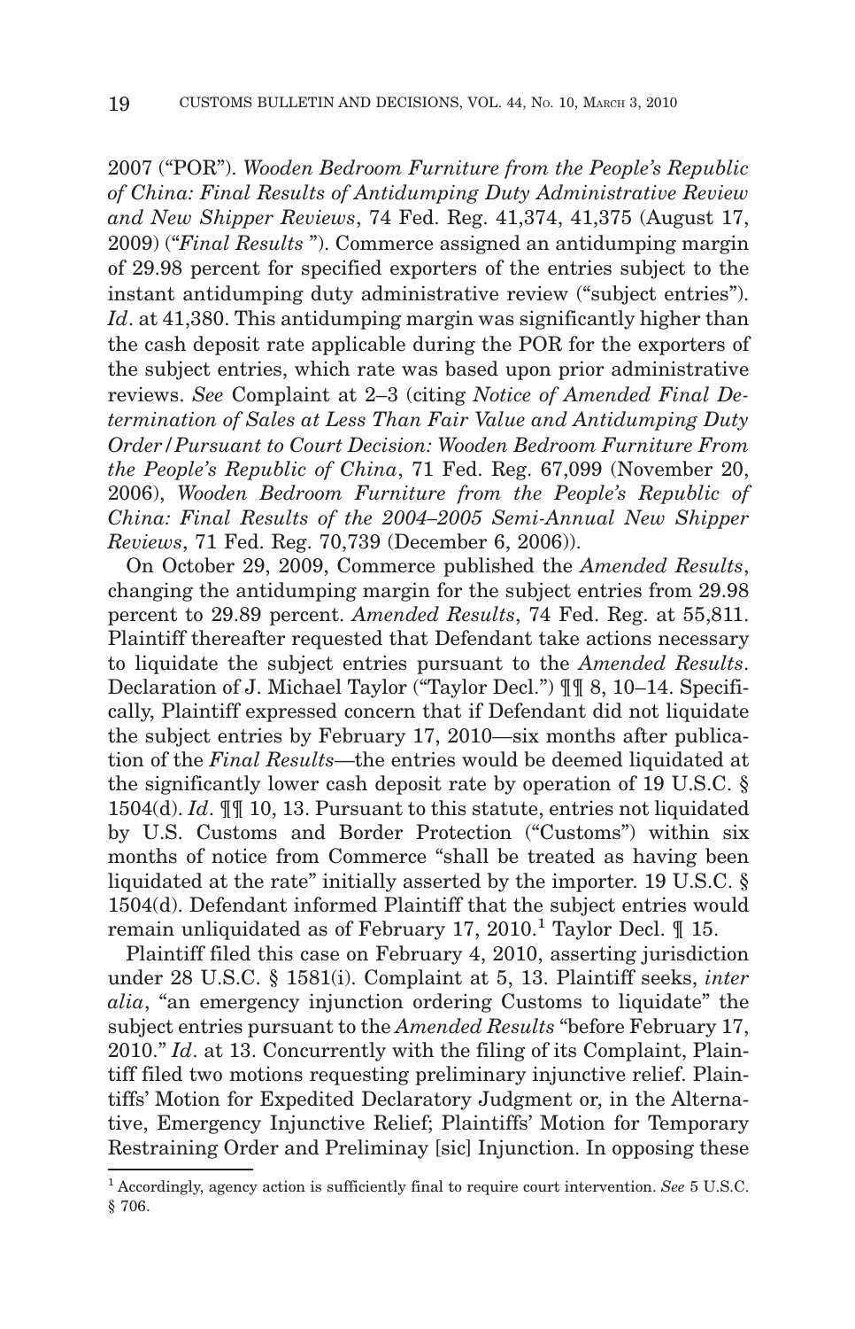2007 ("POR"). *Wooden Bedroom Furniture from the People's Republic of China: Final Results of Antidumping Duty Administrative Review and New Shipper Reviews*, 74 Fed. Reg. 41,374, 41,375 (August 17, 2009) ("*Final Results* "). Commerce assigned an antidumping margin of 29.98 percent for specified exporters of the entries subject to the instant antidumping duty administrative review ("subject entries"). *Id*. at 41,380. This antidumping margin was significantly higher than the cash deposit rate applicable during the POR for the exporters of the subject entries, which rate was based upon prior administrative reviews. *See* Complaint at 2–3 (citing *Notice of Amended Final Determination of Sales at Less Than Fair Value and Antidumping Duty Order/Pursuant to Court Decision: Wooden Bedroom Furniture From the People's Republic of China*, 71 Fed. Reg. 67,099 (November 20, 2006), *Wooden Bedroom Furniture from the People's Republic of China: Final Results of the 2004–2005 Semi-Annual New Shipper Reviews*, 71 Fed. Reg. 70,739 (December 6, 2006)).

On October 29, 2009, Commerce published the *Amended Results*, changing the antidumping margin for the subject entries from 29.98 percent to 29.89 percent. *Amended Results*, 74 Fed. Reg. at 55,811. Plaintiff thereafter requested that Defendant take actions necessary to liquidate the subject entries pursuant to the *Amended Results*. Declaration of J. Michael Taylor ("Taylor Decl.") ¶¶ 8, 10–14. Specifically, Plaintiff expressed concern that if Defendant did not liquidate the subject entries by February 17, 2010—six months after publication of the *Final Results*—the entries would be deemed liquidated at the significantly lower cash deposit rate by operation of 19 U.S.C. § 1504(d). *Id*. ¶¶ 10, 13. Pursuant to this statute, entries not liquidated by U.S. Customs and Border Protection ("Customs") within six months of notice from Commerce "shall be treated as having been liquidated at the rate" initially asserted by the importer. 19 U.S.C. § 1504(d). Defendant informed Plaintiff that the subject entries would remain unliquidated as of February 17, 2010.[1] Taylor Decl. ¶ 15.

Plaintiff filed this case on February 4, 2010, asserting jurisdiction under 28 U.S.C. § 1581(i). Complaint at 5, 13. Plaintiff seeks, *inter alia*, "an emergency injunction ordering Customs to liquidate" the subject entries pursuant to the *Amended Results* "before February 17, 2010." *Id*. at 13. Concurrently with the filing of its Complaint, Plaintiff filed two motions requesting preliminary injunctive relief. Plaintiffs' Motion for Expedited Declaratory Judgment or, in the Alternative, Emergency Injunctive Relief; Plaintiffs' Motion for Temporary Restraining Order and Preliminay [sic] Injunction. In opposing these

[1] Accordingly, agency action is sufficiently final to require court intervention. *See* 5 U.S.C. § 706.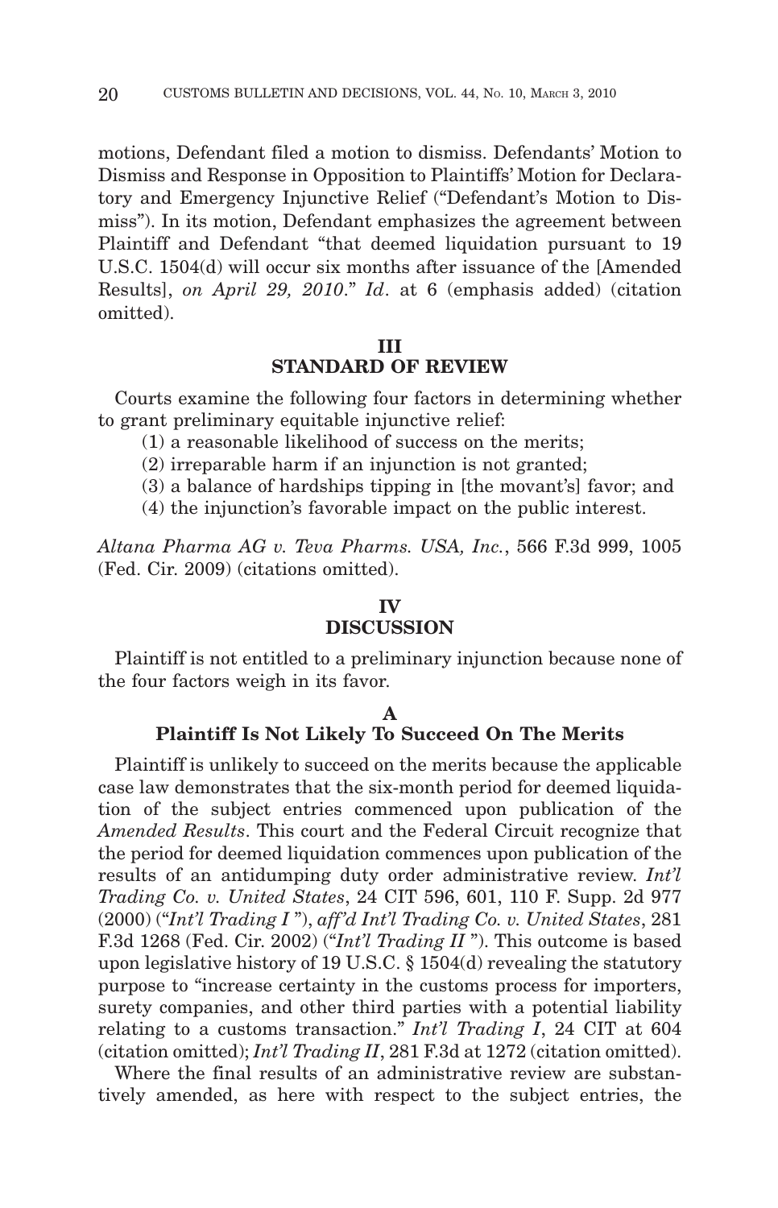motions, Defendant filed a motion to dismiss. Defendants' Motion to Dismiss and Response in Opposition to Plaintiffs' Motion for Declaratory and Emergency Injunctive Relief ("Defendant's Motion to Dismiss"). In its motion, Defendant emphasizes the agreement between Plaintiff and Defendant "that deemed liquidation pursuant to 19 U.S.C. 1504(d) will occur six months after issuance of the [Amended Results], *on April 29, 2010*." *Id*. at 6 (emphasis added) (citation omitted).

## III
## STANDARD OF REVIEW

Courts examine the following four factors in determining whether to grant preliminary equitable injunctive relief:

(1) a reasonable likelihood of success on the merits;
(2) irreparable harm if an injunction is not granted;
(3) a balance of hardships tipping in [the movant's] favor; and
(4) the injunction's favorable impact on the public interest.

*Altana Pharma AG v. Teva Pharms. USA, Inc.*, 566 F.3d 999, 1005 (Fed. Cir. 2009) (citations omitted).

## IV
## DISCUSSION

Plaintiff is not entitled to a preliminary injunction because none of the four factors weigh in its favor.

### A
### Plaintiff Is Not Likely To Succeed On The Merits

Plaintiff is unlikely to succeed on the merits because the applicable case law demonstrates that the six-month period for deemed liquidation of the subject entries commenced upon publication of the *Amended Results*. This court and the Federal Circuit recognize that the period for deemed liquidation commences upon publication of the results of an antidumping duty order administrative review. *Int'l Trading Co. v. United States*, 24 CIT 596, 601, 110 F. Supp. 2d 977 (2000) ("*Int'l Trading I* "), *aff'd Int'l Trading Co. v. United States*, 281 F.3d 1268 (Fed. Cir. 2002) ("*Int'l Trading II* "). This outcome is based upon legislative history of 19 U.S.C. § 1504(d) revealing the statutory purpose to "increase certainty in the customs process for importers, surety companies, and other third parties with a potential liability relating to a customs transaction." *Int'l Trading I*, 24 CIT at 604 (citation omitted); *Int'l Trading II*, 281 F.3d at 1272 (citation omitted).

Where the final results of an administrative review are substantively amended, as here with respect to the subject entries, the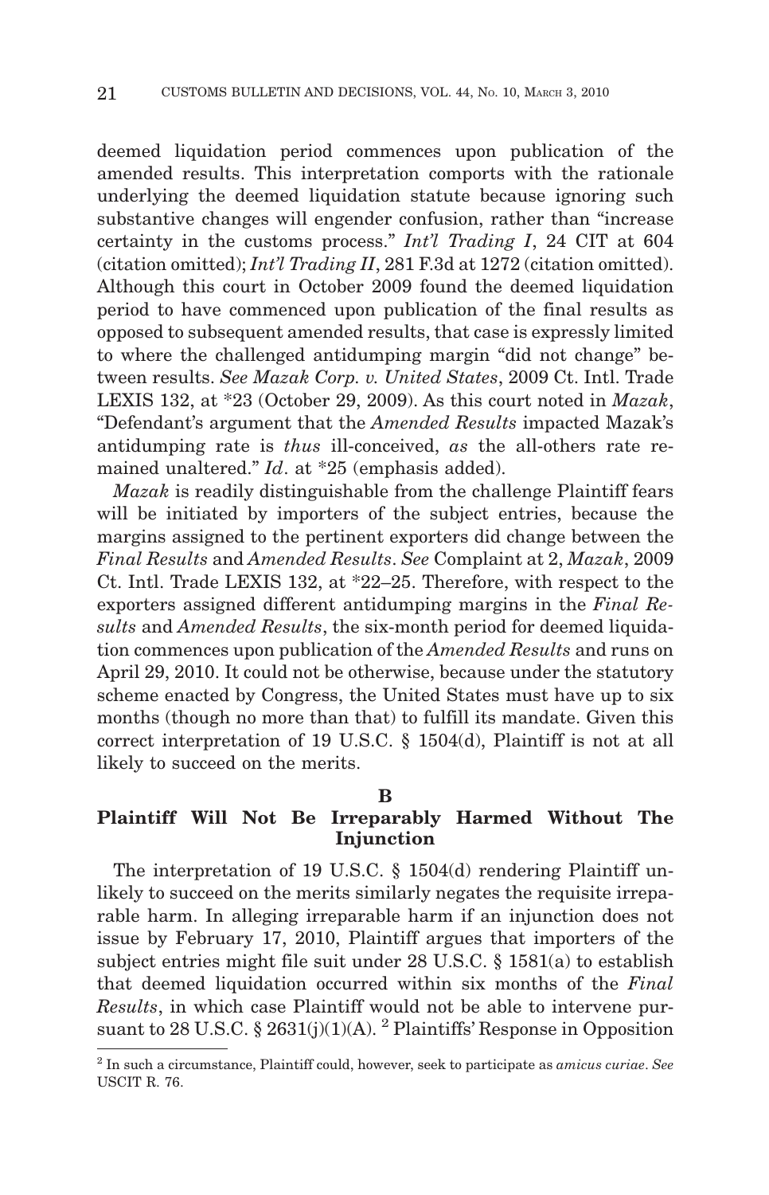deemed liquidation period commences upon publication of the amended results. This interpretation comports with the rationale underlying the deemed liquidation statute because ignoring such substantive changes will engender confusion, rather than "increase certainty in the customs process." *Int'l Trading I*, 24 CIT at 604 (citation omitted); *Int'l Trading II*, 281 F.3d at 1272 (citation omitted). Although this court in October 2009 found the deemed liquidation period to have commenced upon publication of the final results as opposed to subsequent amended results, that case is expressly limited to where the challenged antidumping margin "did not change" between results. *See Mazak Corp. v. United States*, 2009 Ct. Intl. Trade LEXIS 132, at *23 (October 29, 2009). As this court noted in *Mazak*, "Defendant's argument that the *Amended Results* impacted Mazak's antidumping rate is *thus* ill-conceived, *as* the all-others rate remained unaltered." *Id*. at *25 (emphasis added).

*Mazak* is readily distinguishable from the challenge Plaintiff fears will be initiated by importers of the subject entries, because the margins assigned to the pertinent exporters did change between the *Final Results* and *Amended Results*. *See* Complaint at 2, *Mazak*, 2009 Ct. Intl. Trade LEXIS 132, at *22–25. Therefore, with respect to the exporters assigned different antidumping margins in the *Final Results* and *Amended Results*, the six-month period for deemed liquidation commences upon publication of the *Amended Results* and runs on April 29, 2010. It could not be otherwise, because under the statutory scheme enacted by Congress, the United States must have up to six months (though no more than that) to fulfill its mandate. Given this correct interpretation of 19 U.S.C. § 1504(d), Plaintiff is not at all likely to succeed on the merits.

### B
### Plaintiff Will Not Be Irreparably Harmed Without The Injunction

The interpretation of 19 U.S.C. § 1504(d) rendering Plaintiff unlikely to succeed on the merits similarly negates the requisite irreparable harm. In alleging irreparable harm if an injunction does not issue by February 17, 2010, Plaintiff argues that importers of the subject entries might file suit under 28 U.S.C. § 1581(a) to establish that deemed liquidation occurred within six months of the *Final Results*, in which case Plaintiff would not be able to intervene pursuant to 28 U.S.C. § 2631(j)(1)(A). [2] Plaintiffs' Response in Opposition

[2] In such a circumstance, Plaintiff could, however, seek to participate as *amicus curiae*. *See* USCIT R. 76.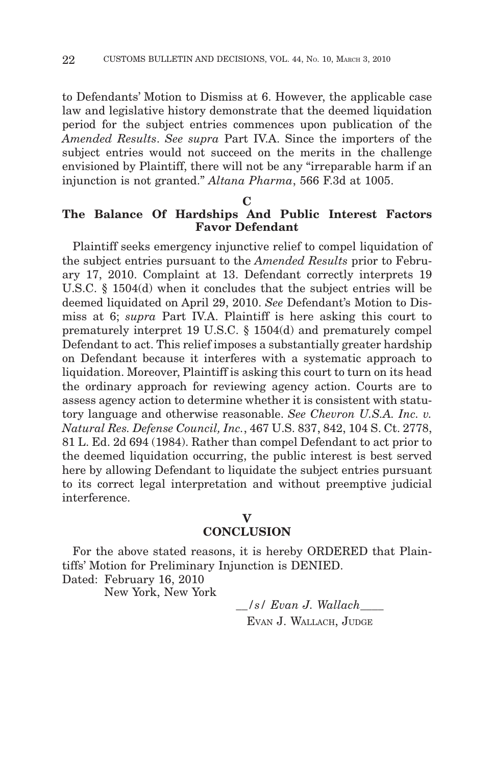to Defendants' Motion to Dismiss at 6. However, the applicable case law and legislative history demonstrate that the deemed liquidation period for the subject entries commences upon publication of the *Amended Results*. *See supra* Part IV.A. Since the importers of the subject entries would not succeed on the merits in the challenge envisioned by Plaintiff, there will not be any "irreparable harm if an injunction is not granted." *Altana Pharma*, 566 F.3d at 1005.

### C
### The Balance Of Hardships And Public Interest Factors Favor Defendant

Plaintiff seeks emergency injunctive relief to compel liquidation of the subject entries pursuant to the *Amended Results* prior to February 17, 2010. Complaint at 13. Defendant correctly interprets 19 U.S.C. § 1504(d) when it concludes that the subject entries will be deemed liquidated on April 29, 2010. *See* Defendant's Motion to Dismiss at 6; *supra* Part IV.A. Plaintiff is here asking this court to prematurely interpret 19 U.S.C. § 1504(d) and prematurely compel Defendant to act. This relief imposes a substantially greater hardship on Defendant because it interferes with a systematic approach to liquidation. Moreover, Plaintiff is asking this court to turn on its head the ordinary approach for reviewing agency action. Courts are to assess agency action to determine whether it is consistent with statutory language and otherwise reasonable. *See Chevron U.S.A. Inc. v. Natural Res. Defense Council, Inc.*, 467 U.S. 837, 842, 104 S. Ct. 2778, 81 L. Ed. 2d 694 (1984). Rather than compel Defendant to act prior to the deemed liquidation occurring, the public interest is best served here by allowing Defendant to liquidate the subject entries pursuant to its correct legal interpretation and without preemptive judicial interference.

## V
## CONCLUSION

For the above stated reasons, it is hereby ORDERED that Plaintiffs' Motion for Preliminary Injunction is DENIED.

Dated: February 16, 2010
New York, New York

*/s/ Evan J. Wallach*
EVAN J. WALLACH, JUDGE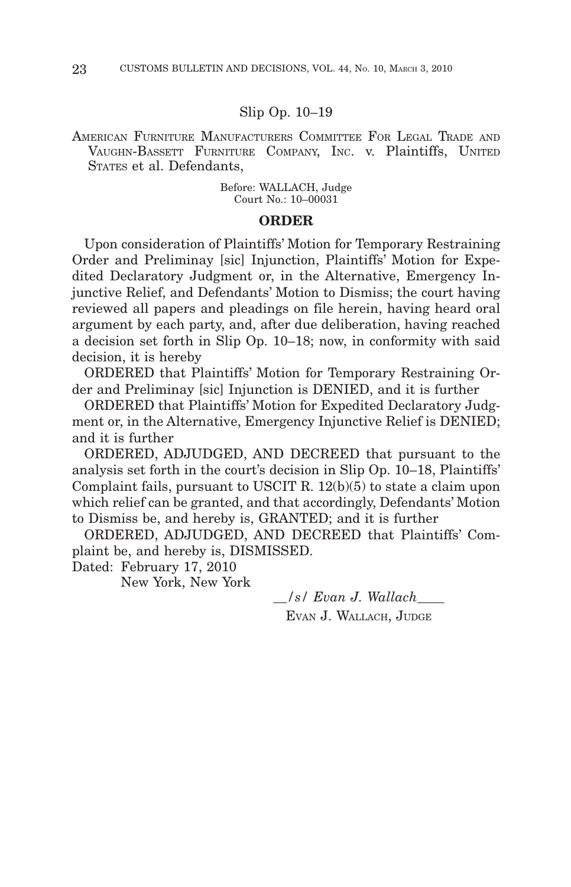Slip Op. 10–19

AMERICAN FURNITURE MANUFACTURERS COMMITTEE FOR LEGAL TRADE AND VAUGHN-BASSETT FURNITURE COMPANY, INC. v. Plaintiffs, UNITED STATES et al. Defendants,

Before: WALLACH, Judge
Court No.: 10–00031

## ORDER

Upon consideration of Plaintiffs' Motion for Temporary Restraining Order and Preliminay [sic] Injunction, Plaintiffs' Motion for Expedited Declaratory Judgment or, in the Alternative, Emergency Injunctive Relief, and Defendants' Motion to Dismiss; the court having reviewed all papers and pleadings on file herein, having heard oral argument by each party, and, after due deliberation, having reached a decision set forth in Slip Op. 10–18; now, in conformity with said decision, it is hereby

ORDERED that Plaintiffs' Motion for Temporary Restraining Order and Preliminay [sic] Injunction is DENIED, and it is further

ORDERED that Plaintiffs' Motion for Expedited Declaratory Judgment or, in the Alternative, Emergency Injunctive Relief is DENIED; and it is further

ORDERED, ADJUDGED, AND DECREED that pursuant to the analysis set forth in the court's decision in Slip Op. 10–18, Plaintiffs' Complaint fails, pursuant to USCIT R. 12(b)(5) to state a claim upon which relief can be granted, and that accordingly, Defendants' Motion to Dismiss be, and hereby is, GRANTED; and it is further

ORDERED, ADJUDGED, AND DECREED that Plaintiffs' Complaint be, and hereby is, DISMISSED.

Dated: February 17, 2010
New York, New York

/s/ *Evan J. Wallach*
EVAN J. WALLACH, JUDGE